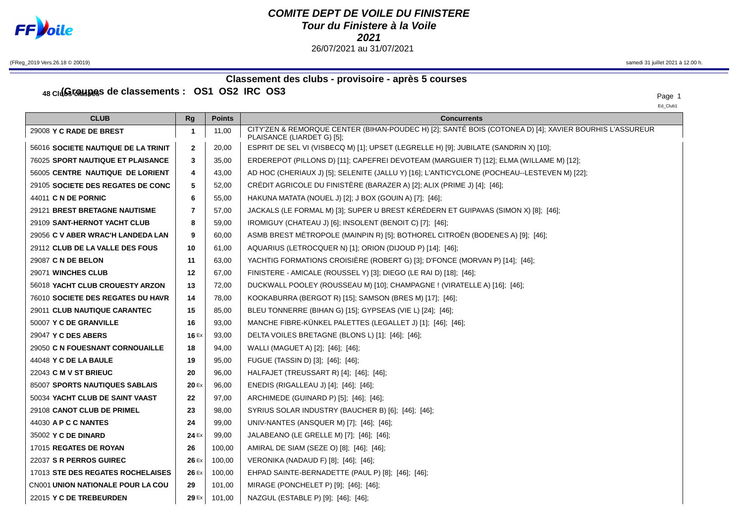# COMITE DEPT DE VOILE DU FINISTERE

## Tour du Finistere à la Voile

## 2021

26/07/2021 au 31/07/2021

(FReg_2019 Vers.26.18 © 20019)

samedi 31 juillet 2021 à 12.00 h.

### Classement des clubs - provisoire - après 5 courses

**48 Clubs classés**

**(Groupes de classements : OS1 OS2 IRC OS3**

Ed_Club1

| CLUB | Rg | Points | Concurrents |
|---|---|---|---|
| 29008 **Y C RADE DE BREST** | 1 | 11,00 | CITY'ZEN & REMORQUE CENTER (BIHAN-POUDEC H) [2]; SANTÉ BOIS (COTONEA D) [4]; XAVIER BOURHIS L'ASSUREUR PLAISANCE (LIARDET G) [5]; |
| 56016 **SOCIETE NAUTIQUE DE LA TRINIT** | 2 | 20,00 | ESPRIT DE SEL VI (VISBECQ M) [1]; UPSET (LEGRELLE H) [9]; JUBILATE (SANDRIN X) [10]; |
| 76025 **SPORT NAUTIQUE ET PLAISANCE** | 3 | 35,00 | ERDEREPOT (PILLONS D) [11]; CAPEFREI DEVOTEAM (MARGUIER T) [12]; ELMA (WILLAME M) [12]; |
| 56005 **CENTRE NAUTIQUE DE LORIENT** | 4 | 43,00 | AD HOC (CHERIAUX J) [5]; SELENITE (JALLU Y) [16]; L'ANTICYCLONE (POCHEAU--LESTEVEN M) [22]; |
| 29105 **SOCIETE DES REGATES DE CONC** | 5 | 52,00 | CRÉDIT AGRICOLE DU FINISTÈRE (BARAZER A) [2]; ALIX (PRIME J) [4]; [46]; |
| 44011 **C N DE PORNIC** | 6 | 55,00 | HAKUNA MATATA (NOUEL J) [2]; J BOX (GOUIN A) [7]; [46]; |
| 29121 **BREST BRETAGNE NAUTISME** | 7 | 57,00 | JACKALS (LE FORMAL M) [3]; SUPER U BREST KÉRÉDERN ET GUIPAVAS (SIMON X) [8]; [46]; |
| 29109 **SANT-HERNOT YACHT CLUB** | 8 | 59,00 | IROMIGUY (CHATEAU J) [6]; INSOLENT (BENOIT C) [7]; [46]; |
| 29056 **C V ABER WRAC'H LANDEDA LAN** | 9 | 60,00 | ASMB BREST MÉTROPOLE (MAINPIN R) [5]; BOTHOREL CITROËN (BODENES A) [9]; [46]; |
| 29112 **CLUB DE LA VALLE DES FOUS** | 10 | 61,00 | AQUARIUS (LETROCQUER N) [1]; ORION (DIJOUD P) [14]; [46]; |
| 29087 **C N DE BELON** | 11 | 63,00 | YACHTIG FORMATIONS CROISIÈRE (ROBERT G) [3]; D'FONCE (MORVAN P) [14]; [46]; |
| 29071 **WINCHES CLUB** | 12 | 67,00 | FINISTERE - AMICALE (ROUSSEL Y) [3]; DIEGO (LE RAI D) [18]; [46]; |
| 56018 **YACHT CLUB CROUESTY ARZON** | 13 | 72,00 | DUCKWALL POOLEY (ROUSSEAU M) [10]; CHAMPAGNE ! (VIRATELLE A) [16]; [46]; |
| 76010 **SOCIETE DES REGATES DU HAVR** | 14 | 78,00 | KOOKABURRA (BERGOT R) [15]; SAMSON (BRES M) [17]; [46]; |
| 29011 **CLUB NAUTIQUE CARANTEC** | 15 | 85,00 | BLEU TONNERRE (BIHAN G) [15]; GYPSEAS (VIE L) [24]; [46]; |
| 50007 **Y C DE GRANVILLE** | 16 | 93,00 | MANCHE FIBRE-KÜNKEL PALETTES (LEGALLET J) [1]; [46]; [46]; |
| 29047 **Y C DES ABERS** | 16 Ex | 93,00 | DELTA VOILES BRETAGNE (BLONS L) [1]; [46]; [46]; |
| 29050 **C N FOUESNANT CORNOUAILLE** | 18 | 94,00 | WALLI (MAGUET A) [2]; [46]; [46]; |
| 44048 **Y C DE LA BAULE** | 19 | 95,00 | FUGUE (TASSIN D) [3]; [46]; [46]; |
| 22043 **C M V ST BRIEUC** | 20 | 96,00 | HALFAJET (TREUSSART R) [4]; [46]; [46]; |
| 85007 **SPORTS NAUTIQUES SABLAIS** | 20 Ex | 96,00 | ENEDIS (RIGALLEAU J) [4]; [46]; [46]; |
| 50034 **YACHT CLUB DE SAINT VAAST** | 22 | 97,00 | ARCHIMEDE (GUINARD P) [5]; [46]; [46]; |
| 29108 **CANOT CLUB DE PRIMEL** | 23 | 98,00 | SYRIUS SOLAR INDUSTRY (BAUCHER B) [6]; [46]; [46]; |
| 44030 **A P C C NANTES** | 24 | 99,00 | UNIV-NANTES (ANSQUER M) [7]; [46]; [46]; |
| 35002 **Y C DE DINARD** | 24 Ex | 99,00 | JALABEANO (LE GRELLE M) [7]; [46]; [46]; |
| 17015 **REGATES DE ROYAN** | 26 | 100,00 | AMIRAL DE SIAM (SEZE O) [8]; [46]; [46]; |
| 22037 **S R PERROS GUIREC** | 26 Ex | 100,00 | VERONIKA (NADAUD F) [8]; [46]; [46]; |
| 17013 **STE DES REGATES ROCHELAISES** | 26 Ex | 100,00 | EHPAD SAINTE-BERNADETTE (PAUL P) [8]; [46]; [46]; |
| CN001 **UNION NATIONALE POUR LA COU** | 29 | 101,00 | MIRAGE (PONCHELET P) [9]; [46]; [46]; |
| 22015 **Y C DE TREBEURDEN** | 29 Ex | 101,00 | NAZGUL (ESTABLE P) [9]; [46]; [46]; |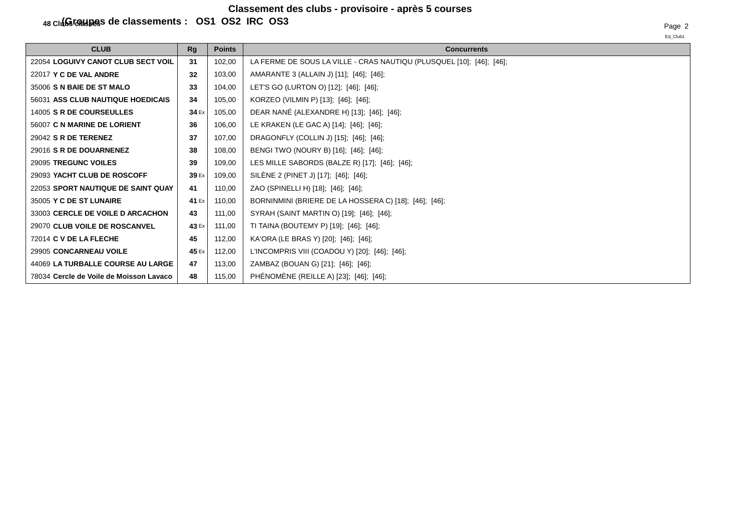# Classement des clubs - provisoire - après 5 courses

**(Groupes de classements : OS1 OS2 IRC OS3**

**48 Clubs classés**

| CLUB | Rg | Points | Concurrents |
|---|---|---|---|
| 22054 **LOGUIVY CANOT CLUB SECT VOIL** | **31** | 102,00 | LA FERME DE SOUS LA VILLE - CRAS NAUTIQU (PLUSQUEL [10]; [46]; [46]; |
| 22017 **Y C DE VAL ANDRE** | **32** | 103,00 | AMARANTE 3 (ALLAIN J) [11]; [46]; [46]; |
| 35006 **S N BAIE DE ST MALO** | **33** | 104,00 | LET'S GO (LURTON O) [12]; [46]; [46]; |
| 56031 **ASS CLUB NAUTIQUE HOEDICAIS** | **34** | 105,00 | KORZEO (VILMIN P) [13]; [46]; [46]; |
| 14005 **S R DE COURSEULLES** | **34** Ex | 105,00 | DEAR NANÉ (ALEXANDRE H) [13]; [46]; [46]; |
| 56007 **C N MARINE DE LORIENT** | **36** | 106,00 | LE KRAKEN (LE GAC A) [14]; [46]; [46]; |
| 29042 **S R DE TERENEZ** | **37** | 107,00 | DRAGONFLY (COLLIN J) [15]; [46]; [46]; |
| 29016 **S R DE DOUARNENEZ** | **38** | 108,00 | BENGI TWO (NOURY B) [16]; [46]; [46]; |
| 29095 **TREGUNC VOILES** | **39** | 109,00 | LES MILLE SABORDS (BALZE R) [17]; [46]; [46]; |
| 29093 **YACHT CLUB DE ROSCOFF** | **39** Ex | 109,00 | SILÈNE 2 (PINET J) [17]; [46]; [46]; |
| 22053 **SPORT NAUTIQUE DE SAINT QUAY** | **41** | 110,00 | ZAO (SPINELLI H) [18]; [46]; [46]; |
| 35005 **Y C DE ST LUNAIRE** | **41** Ex | 110,00 | BORNINMINI (BRIERE DE LA HOSSERA C) [18]; [46]; [46]; |
| 33003 **CERCLE DE VOILE D ARCACHON** | **43** | 111,00 | SYRAH (SAINT MARTIN O) [19]; [46]; [46]; |
| 29070 **CLUB VOILE DE ROSCANVEL** | **43** Ex | 111,00 | TI TAINA (BOUTEMY P) [19]; [46]; [46]; |
| 72014 **C V DE LA FLECHE** | **45** | 112,00 | KA'ORA (LE BRAS Y) [20]; [46]; [46]; |
| 29905 **CONCARNEAU VOILE** | **45** Ex | 112,00 | L'INCOMPRIS VIII (COADOU Y) [20]; [46]; [46]; |
| 44069 **LA TURBALLE COURSE AU LARGE** | **47** | 113,00 | ZAMBAZ (BOUAN G) [21]; [46]; [46]; |
| 78034 **Cercle de Voile de Moisson Lavaco** | **48** | 115,00 | PHÉNOMÈNE (REILLE A) [23]; [46]; [46]; |